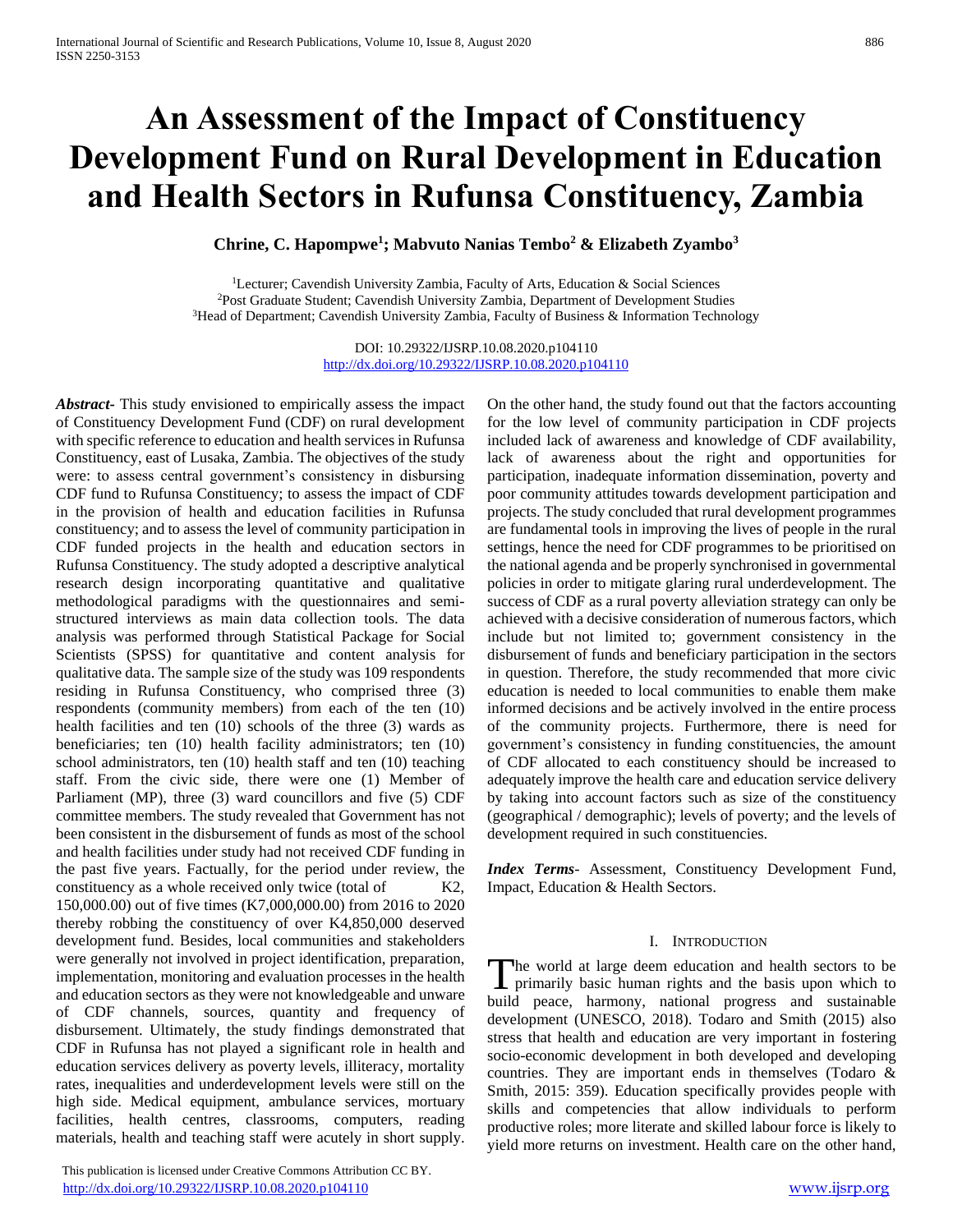# An Assessment of the Impact of Constituency Development Fund on Rural Development in Education and Health Sectors in Rufunsa Constituency, Zambia

**Chrine, C. Hapompwe[1]; Mabvuto Nanias Tembo[2] & Elizabeth Zyambo[3]**

[1]Lecturer; Cavendish University Zambia, Faculty of Arts, Education & Social Sciences
[2]Post Graduate Student; Cavendish University Zambia, Department of Development Studies
[3]Head of Department; Cavendish University Zambia, Faculty of Business & Information Technology

DOI: 10.29322/IJSRP.10.08.2020.p104110
http://dx.doi.org/10.29322/IJSRP.10.08.2020.p104110

***Abstract***- This study envisioned to empirically assess the impact of Constituency Development Fund (CDF) on rural development with specific reference to education and health services in Rufunsa Constituency, east of Lusaka, Zambia. The objectives of the study were: to assess central government's consistency in disbursing CDF fund to Rufunsa Constituency; to assess the impact of CDF in the provision of health and education facilities in Rufunsa constituency; and to assess the level of community participation in CDF funded projects in the health and education sectors in Rufunsa Constituency. The study adopted a descriptive analytical research design incorporating quantitative and qualitative methodological paradigms with the questionnaires and semi-structured interviews as main data collection tools. The data analysis was performed through Statistical Package for Social Scientists (SPSS) for quantitative and content analysis for qualitative data. The sample size of the study was 109 respondents residing in Rufunsa Constituency, who comprised three (3) respondents (community members) from each of the ten (10) health facilities and ten (10) schools of the three (3) wards as beneficiaries; ten (10) health facility administrators; ten (10) school administrators, ten (10) health staff and ten (10) teaching staff. From the civic side, there were one (1) Member of Parliament (MP), three (3) ward councillors and five (5) CDF committee members. The study revealed that Government has not been consistent in the disbursement of funds as most of the school and health facilities under study had not received CDF funding in the past five years. Factually, for the period under review, the constituency as a whole received only twice (total of K2, 150,000.00) out of five times (K7,000,000.00) from 2016 to 2020 thereby robbing the constituency of over K4,850,000 deserved development fund. Besides, local communities and stakeholders were generally not involved in project identification, preparation, implementation, monitoring and evaluation processes in the health and education sectors as they were not knowledgeable and unware of CDF channels, sources, quantity and frequency of disbursement. Ultimately, the study findings demonstrated that CDF in Rufunsa has not played a significant role in health and education services delivery as poverty levels, illiteracy, mortality rates, inequalities and underdevelopment levels were still on the high side. Medical equipment, ambulance services, mortuary facilities, health centres, classrooms, computers, reading materials, health and teaching staff were acutely in short supply. On the other hand, the study found out that the factors accounting for the low level of community participation in CDF projects included lack of awareness and knowledge of CDF availability, lack of awareness about the right and opportunities for participation, inadequate information dissemination, poverty and poor community attitudes towards development participation and projects. The study concluded that rural development programmes are fundamental tools in improving the lives of people in the rural settings, hence the need for CDF programmes to be prioritised on the national agenda and be properly synchronised in governmental policies in order to mitigate glaring rural underdevelopment. The success of CDF as a rural poverty alleviation strategy can only be achieved with a decisive consideration of numerous factors, which include but not limited to; government consistency in the disbursement of funds and beneficiary participation in the sectors in question. Therefore, the study recommended that more civic education is needed to local communities to enable them make informed decisions and be actively involved in the entire process of the community projects. Furthermore, there is need for government's consistency in funding constituencies, the amount of CDF allocated to each constituency should be increased to adequately improve the health care and education service delivery by taking into account factors such as size of the constituency (geographical / demographic); levels of poverty; and the levels of development required in such constituencies.

***Index Terms***- Assessment, Constituency Development Fund, Impact, Education & Health Sectors.

## I. Introduction

The world at large deem education and health sectors to be primarily basic human rights and the basis upon which to build peace, harmony, national progress and sustainable development (UNESCO, 2018). Todaro and Smith (2015) also stress that health and education are very important in fostering socio-economic development in both developed and developing countries. They are important ends in themselves (Todaro & Smith, 2015: 359). Education specifically provides people with skills and competencies that allow individuals to perform productive roles; more literate and skilled labour force is likely to yield more returns on investment. Health care on the other hand,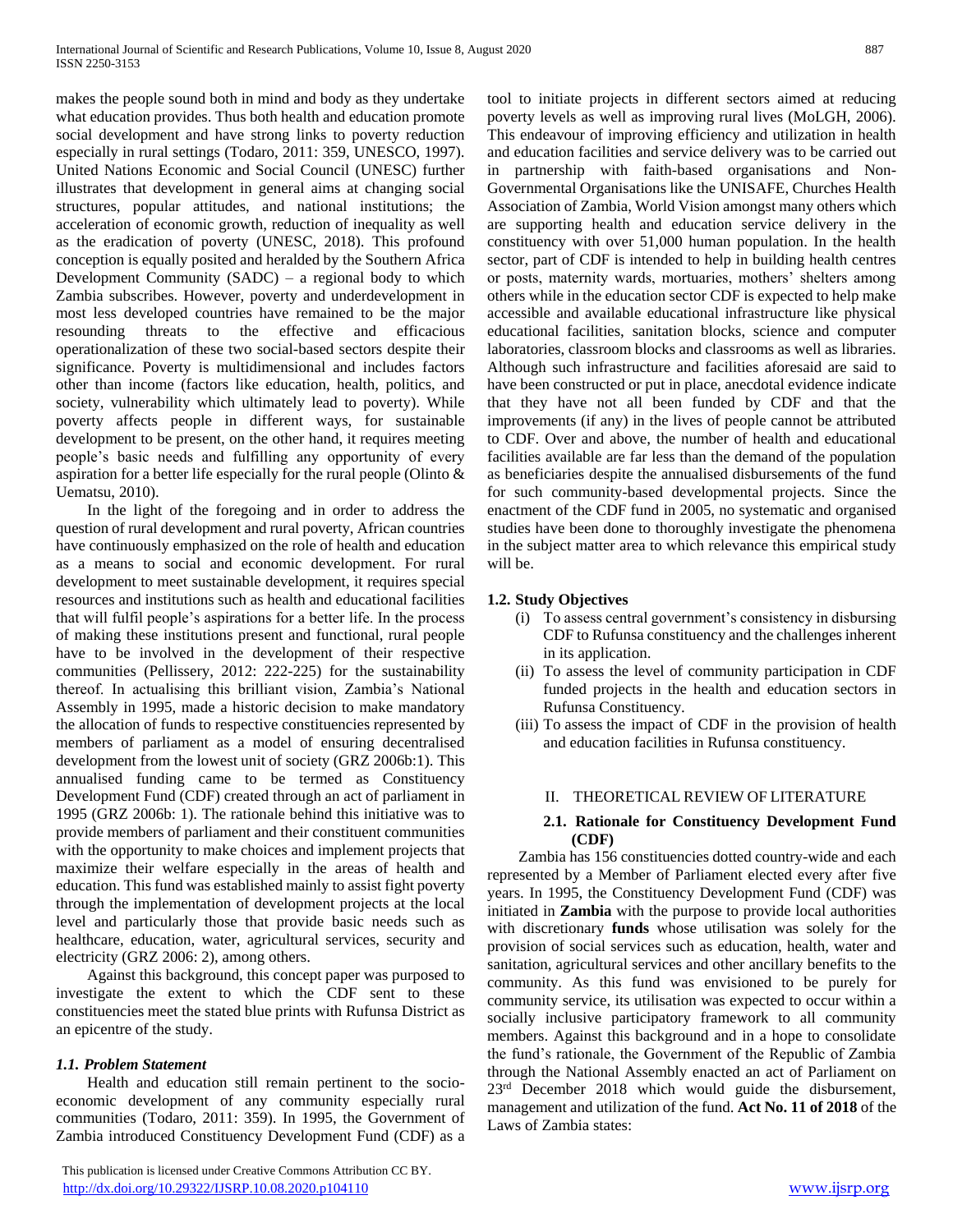makes the people sound both in mind and body as they undertake what education provides. Thus both health and education promote social development and have strong links to poverty reduction especially in rural settings (Todaro, 2011: 359, UNESCO, 1997). United Nations Economic and Social Council (UNESC) further illustrates that development in general aims at changing social structures, popular attitudes, and national institutions; the acceleration of economic growth, reduction of inequality as well as the eradication of poverty (UNESC, 2018). This profound conception is equally posited and heralded by the Southern Africa Development Community (SADC) – a regional body to which Zambia subscribes. However, poverty and underdevelopment in most less developed countries have remained to be the major resounding threats to the effective and efficacious operationalization of these two social-based sectors despite their significance. Poverty is multidimensional and includes factors other than income (factors like education, health, politics, and society, vulnerability which ultimately lead to poverty). While poverty affects people in different ways, for sustainable development to be present, on the other hand, it requires meeting people's basic needs and fulfilling any opportunity of every aspiration for a better life especially for the rural people (Olinto & Uematsu, 2010).

In the light of the foregoing and in order to address the question of rural development and rural poverty, African countries have continuously emphasized on the role of health and education as a means to social and economic development. For rural development to meet sustainable development, it requires special resources and institutions such as health and educational facilities that will fulfil people's aspirations for a better life. In the process of making these institutions present and functional, rural people have to be involved in the development of their respective communities (Pellissery, 2012: 222-225) for the sustainability thereof. In actualising this brilliant vision, Zambia's National Assembly in 1995, made a historic decision to make mandatory the allocation of funds to respective constituencies represented by members of parliament as a model of ensuring decentralised development from the lowest unit of society (GRZ 2006b:1). This annualised funding came to be termed as Constituency Development Fund (CDF) created through an act of parliament in 1995 (GRZ 2006b: 1). The rationale behind this initiative was to provide members of parliament and their constituent communities with the opportunity to make choices and implement projects that maximize their welfare especially in the areas of health and education. This fund was established mainly to assist fight poverty through the implementation of development projects at the local level and particularly those that provide basic needs such as healthcare, education, water, agricultural services, security and electricity (GRZ 2006: 2), among others.

Against this background, this concept paper was purposed to investigate the extent to which the CDF sent to these constituencies meet the stated blue prints with Rufunsa District as an epicentre of the study.

### *1.1. Problem Statement*

Health and education still remain pertinent to the socio-economic development of any community especially rural communities (Todaro, 2011: 359). In 1995, the Government of Zambia introduced Constituency Development Fund (CDF) as a tool to initiate projects in different sectors aimed at reducing poverty levels as well as improving rural lives (MoLGH, 2006). This endeavour of improving efficiency and utilization in health and education facilities and service delivery was to be carried out in partnership with faith-based organisations and Non-Governmental Organisations like the UNISAFE, Churches Health Association of Zambia, World Vision amongst many others which are supporting health and education service delivery in the constituency with over 51,000 human population. In the health sector, part of CDF is intended to help in building health centres or posts, maternity wards, mortuaries, mothers' shelters among others while in the education sector CDF is expected to help make accessible and available educational infrastructure like physical educational facilities, sanitation blocks, science and computer laboratories, classroom blocks and classrooms as well as libraries. Although such infrastructure and facilities aforesaid are said to have been constructed or put in place, anecdotal evidence indicate that they have not all been funded by CDF and that the improvements (if any) in the lives of people cannot be attributed to CDF. Over and above, the number of health and educational facilities available are far less than the demand of the population as beneficiaries despite the annualised disbursements of the fund for such community-based developmental projects. Since the enactment of the CDF fund in 2005, no systematic and organised studies have been done to thoroughly investigate the phenomena in the subject matter area to which relevance this empirical study will be.

### 1.2. Study Objectives

- (i) To assess central government's consistency in disbursing CDF to Rufunsa constituency and the challenges inherent in its application.
- (ii) To assess the level of community participation in CDF funded projects in the health and education sectors in Rufunsa Constituency.
- (iii) To assess the impact of CDF in the provision of health and education facilities in Rufunsa constituency.

## II. THEORETICAL REVIEW OF LITERATURE

### 2.1. Rationale for Constituency Development Fund (CDF)

Zambia has 156 constituencies dotted country-wide and each represented by a Member of Parliament elected every after five years. In 1995, the Constituency Development Fund (CDF) was initiated in **Zambia** with the purpose to provide local authorities with discretionary **funds** whose utilisation was solely for the provision of social services such as education, health, water and sanitation, agricultural services and other ancillary benefits to the community. As this fund was envisioned to be purely for community service, its utilisation was expected to occur within a socially inclusive participatory framework to all community members. Against this background and in a hope to consolidate the fund's rationale, the Government of the Republic of Zambia through the National Assembly enacted an act of Parliament on 23rd December 2018 which would guide the disbursement, management and utilization of the fund. **Act No. 11 of 2018** of the Laws of Zambia states: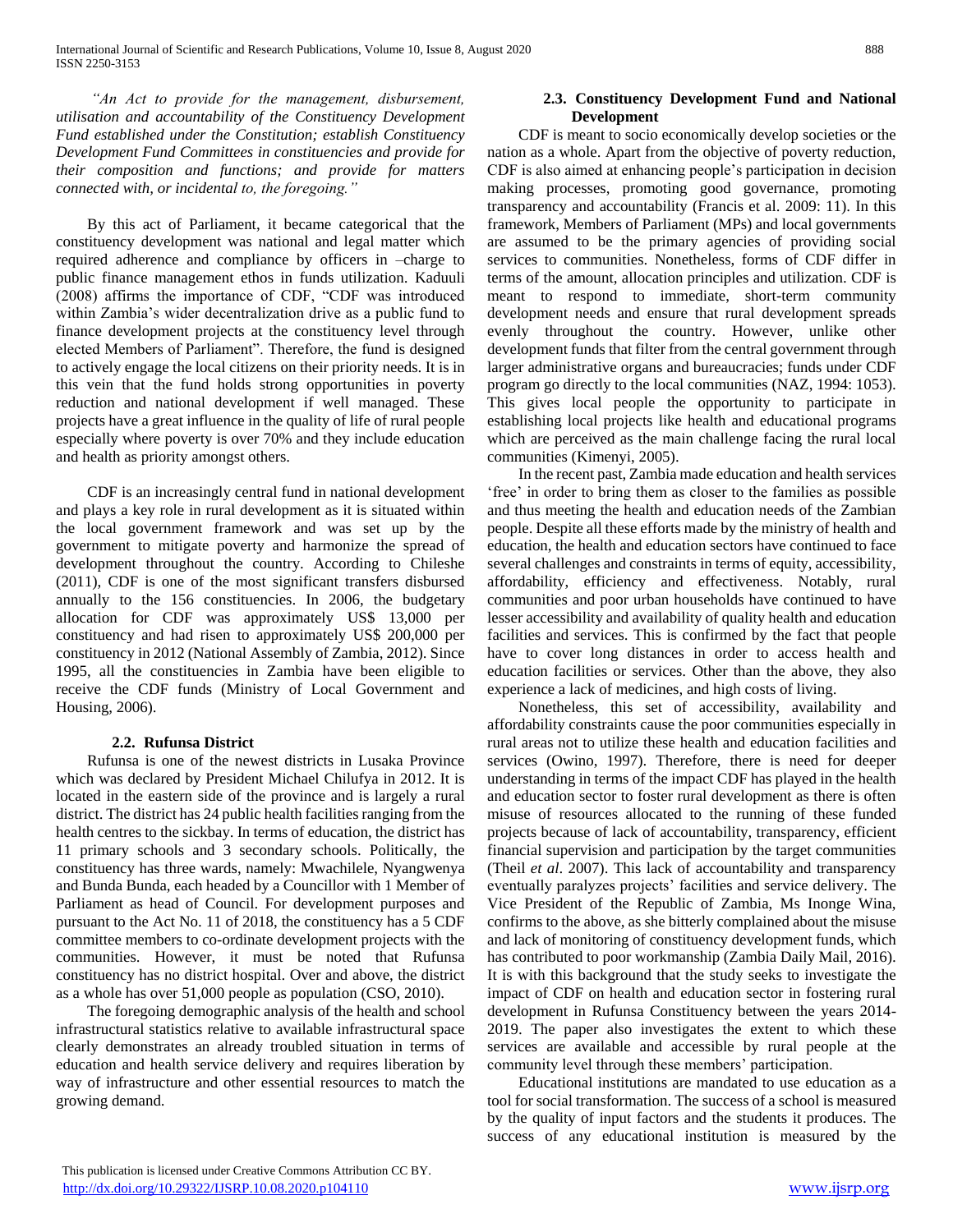*"An Act to provide for the management, disbursement, utilisation and accountability of the Constituency Development Fund established under the Constitution; establish Constituency Development Fund Committees in constituencies and provide for their composition and functions; and provide for matters connected with, or incidental to, the foregoing."*

By this act of Parliament, it became categorical that the constituency development was national and legal matter which required adherence and compliance by officers in –charge to public finance management ethos in funds utilization. Kaduuli (2008) affirms the importance of CDF, "CDF was introduced within Zambia's wider decentralization drive as a public fund to finance development projects at the constituency level through elected Members of Parliament". Therefore, the fund is designed to actively engage the local citizens on their priority needs. It is in this vein that the fund holds strong opportunities in poverty reduction and national development if well managed. These projects have a great influence in the quality of life of rural people especially where poverty is over 70% and they include education and health as priority amongst others.

CDF is an increasingly central fund in national development and plays a key role in rural development as it is situated within the local government framework and was set up by the government to mitigate poverty and harmonize the spread of development throughout the country. According to Chileshe (2011), CDF is one of the most significant transfers disbursed annually to the 156 constituencies. In 2006, the budgetary allocation for CDF was approximately US$ 13,000 per constituency and had risen to approximately US$ 200,000 per constituency in 2012 (National Assembly of Zambia, 2012). Since 1995, all the constituencies in Zambia have been eligible to receive the CDF funds (Ministry of Local Government and Housing, 2006).

### 2.2. Rufunsa District

Rufunsa is one of the newest districts in Lusaka Province which was declared by President Michael Chilufya in 2012. It is located in the eastern side of the province and is largely a rural district. The district has 24 public health facilities ranging from the health centres to the sickbay. In terms of education, the district has 11 primary schools and 3 secondary schools. Politically, the constituency has three wards, namely: Mwachilele, Nyangwenya and Bunda Bunda, each headed by a Councillor with 1 Member of Parliament as head of Council. For development purposes and pursuant to the Act No. 11 of 2018, the constituency has a 5 CDF committee members to co-ordinate development projects with the communities. However, it must be noted that Rufunsa constituency has no district hospital. Over and above, the district as a whole has over 51,000 people as population (CSO, 2010).

The foregoing demographic analysis of the health and school infrastructural statistics relative to available infrastructural space clearly demonstrates an already troubled situation in terms of education and health service delivery and requires liberation by way of infrastructure and other essential resources to match the growing demand.

### 2.3. Constituency Development Fund and National Development

CDF is meant to socio economically develop societies or the nation as a whole. Apart from the objective of poverty reduction, CDF is also aimed at enhancing people's participation in decision making processes, promoting good governance, promoting transparency and accountability (Francis et al. 2009: 11). In this framework, Members of Parliament (MPs) and local governments are assumed to be the primary agencies of providing social services to communities. Nonetheless, forms of CDF differ in terms of the amount, allocation principles and utilization. CDF is meant to respond to immediate, short-term community development needs and ensure that rural development spreads evenly throughout the country. However, unlike other development funds that filter from the central government through larger administrative organs and bureaucracies; funds under CDF program go directly to the local communities (NAZ, 1994: 1053). This gives local people the opportunity to participate in establishing local projects like health and educational programs which are perceived as the main challenge facing the rural local communities (Kimenyi, 2005).

In the recent past, Zambia made education and health services 'free' in order to bring them as closer to the families as possible and thus meeting the health and education needs of the Zambian people. Despite all these efforts made by the ministry of health and education, the health and education sectors have continued to face several challenges and constraints in terms of equity, accessibility, affordability, efficiency and effectiveness. Notably, rural communities and poor urban households have continued to have lesser accessibility and availability of quality health and education facilities and services. This is confirmed by the fact that people have to cover long distances in order to access health and education facilities or services. Other than the above, they also experience a lack of medicines, and high costs of living.

Nonetheless, this set of accessibility, availability and affordability constraints cause the poor communities especially in rural areas not to utilize these health and education facilities and services (Owino, 1997). Therefore, there is need for deeper understanding in terms of the impact CDF has played in the health and education sector to foster rural development as there is often misuse of resources allocated to the running of these funded projects because of lack of accountability, transparency, efficient financial supervision and participation by the target communities (Theil *et al*. 2007). This lack of accountability and transparency eventually paralyzes projects' facilities and service delivery. The Vice President of the Republic of Zambia, Ms Inonge Wina, confirms to the above, as she bitterly complained about the misuse and lack of monitoring of constituency development funds, which has contributed to poor workmanship (Zambia Daily Mail, 2016). It is with this background that the study seeks to investigate the impact of CDF on health and education sector in fostering rural development in Rufunsa Constituency between the years 2014-2019. The paper also investigates the extent to which these services are available and accessible by rural people at the community level through these members' participation.

Educational institutions are mandated to use education as a tool for social transformation. The success of a school is measured by the quality of input factors and the students it produces. The success of any educational institution is measured by the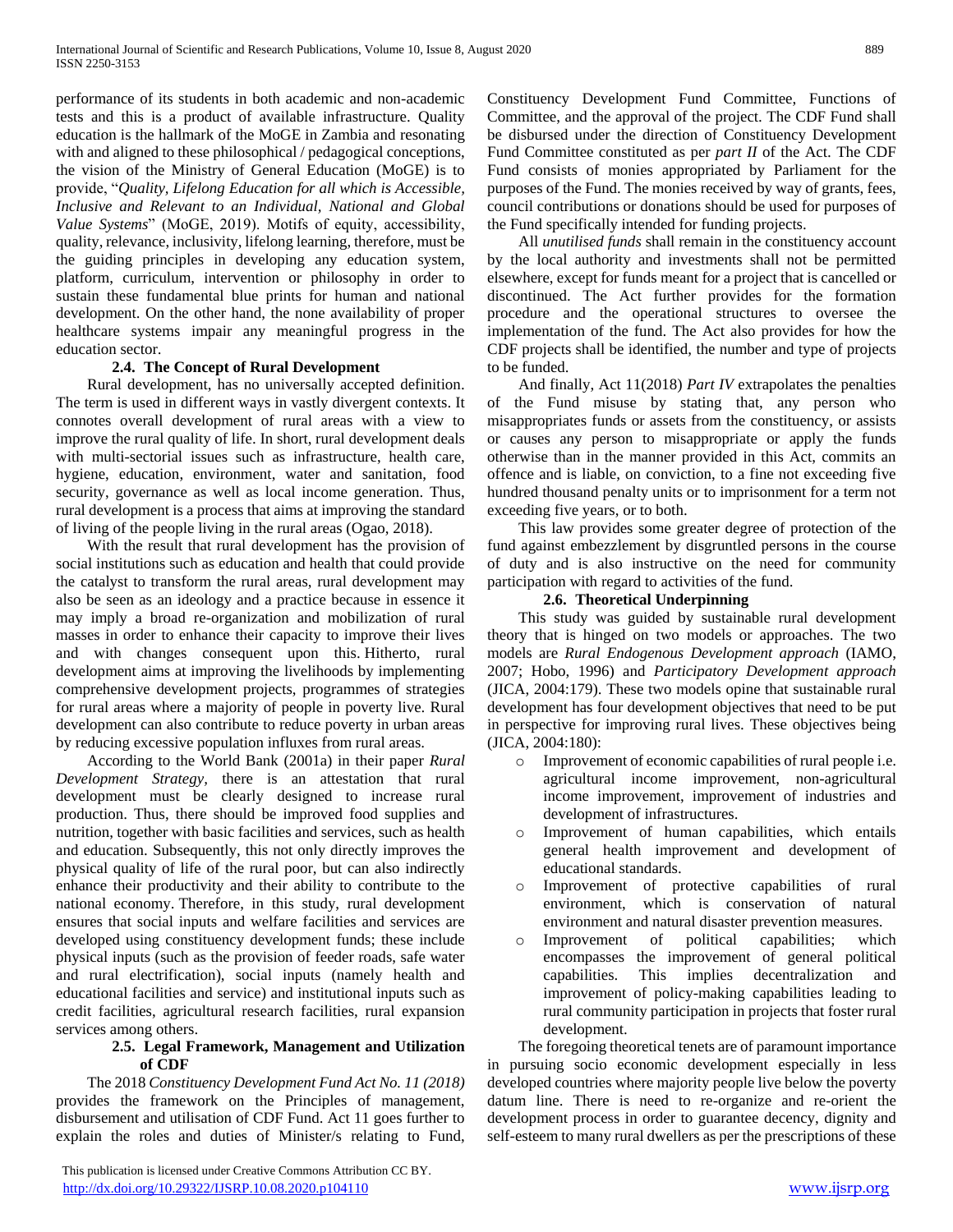performance of its students in both academic and non-academic tests and this is a product of available infrastructure. Quality education is the hallmark of the MoGE in Zambia and resonating with and aligned to these philosophical / pedagogical conceptions, the vision of the Ministry of General Education (MoGE) is to provide, "*Quality, Lifelong Education for all which is Accessible, Inclusive and Relevant to an Individual, National and Global Value Systems*" (MoGE, 2019). Motifs of equity, accessibility, quality, relevance, inclusivity, lifelong learning, therefore, must be the guiding principles in developing any education system, platform, curriculum, intervention or philosophy in order to sustain these fundamental blue prints for human and national development. On the other hand, the none availability of proper healthcare systems impair any meaningful progress in the education sector.

### 2.4. The Concept of Rural Development

Rural development, has no universally accepted definition. The term is used in different ways in vastly divergent contexts. It connotes overall development of rural areas with a view to improve the rural quality of life. In short, rural development deals with multi-sectorial issues such as infrastructure, health care, hygiene, education, environment, water and sanitation, food security, governance as well as local income generation. Thus, rural development is a process that aims at improving the standard of living of the people living in the rural areas (Ogao, 2018).

With the result that rural development has the provision of social institutions such as education and health that could provide the catalyst to transform the rural areas, rural development may also be seen as an ideology and a practice because in essence it may imply a broad re-organization and mobilization of rural masses in order to enhance their capacity to improve their lives and with changes consequent upon this. Hitherto, rural development aims at improving the livelihoods by implementing comprehensive development projects, programmes of strategies for rural areas where a majority of people in poverty live. Rural development can also contribute to reduce poverty in urban areas by reducing excessive population influxes from rural areas.

According to the World Bank (2001a) in their paper *Rural Development Strategy*, there is an attestation that rural development must be clearly designed to increase rural production. Thus, there should be improved food supplies and nutrition, together with basic facilities and services, such as health and education. Subsequently, this not only directly improves the physical quality of life of the rural poor, but can also indirectly enhance their productivity and their ability to contribute to the national economy. Therefore, in this study, rural development ensures that social inputs and welfare facilities and services are developed using constituency development funds; these include physical inputs (such as the provision of feeder roads, safe water and rural electrification), social inputs (namely health and educational facilities and service) and institutional inputs such as credit facilities, agricultural research facilities, rural expansion services among others.

### 2.5. Legal Framework, Management and Utilization of CDF

The 2018 *Constituency Development Fund Act No. 11 (2018)* provides the framework on the Principles of management, disbursement and utilisation of CDF Fund. Act 11 goes further to explain the roles and duties of Minister/s relating to Fund, Constituency Development Fund Committee, Functions of Committee, and the approval of the project. The CDF Fund shall be disbursed under the direction of Constituency Development Fund Committee constituted as per *part II* of the Act. The CDF Fund consists of monies appropriated by Parliament for the purposes of the Fund. The monies received by way of grants, fees, council contributions or donations should be used for purposes of the Fund specifically intended for funding projects.

All *unutilised funds* shall remain in the constituency account by the local authority and investments shall not be permitted elsewhere, except for funds meant for a project that is cancelled or discontinued. The Act further provides for the formation procedure and the operational structures to oversee the implementation of the fund. The Act also provides for how the CDF projects shall be identified, the number and type of projects to be funded.

And finally, Act 11(2018) *Part IV* extrapolates the penalties of the Fund misuse by stating that, any person who misappropriates funds or assets from the constituency, or assists or causes any person to misappropriate or apply the funds otherwise than in the manner provided in this Act, commits an offence and is liable, on conviction, to a fine not exceeding five hundred thousand penalty units or to imprisonment for a term not exceeding five years, or to both.

This law provides some greater degree of protection of the fund against embezzlement by disgruntled persons in the course of duty and is also instructive on the need for community participation with regard to activities of the fund.

### 2.6. Theoretical Underpinning

This study was guided by sustainable rural development theory that is hinged on two models or approaches. The two models are *Rural Endogenous Development approach* (IAMO, 2007; Hobo, 1996) and *Participatory Development approach* (JICA, 2004:179). These two models opine that sustainable rural development has four development objectives that need to be put in perspective for improving rural lives. These objectives being (JICA, 2004:180):

- Improvement of economic capabilities of rural people i.e. agricultural income improvement, non-agricultural income improvement, improvement of industries and development of infrastructures.
- Improvement of human capabilities, which entails general health improvement and development of educational standards.
- Improvement of protective capabilities of rural environment, which is conservation of natural environment and natural disaster prevention measures.
- Improvement of political capabilities; which encompasses the improvement of general political capabilities. This implies decentralization and improvement of policy-making capabilities leading to rural community participation in projects that foster rural development.

The foregoing theoretical tenets are of paramount importance in pursuing socio economic development especially in less developed countries where majority people live below the poverty datum line. There is need to re-organize and re-orient the development process in order to guarantee decency, dignity and self-esteem to many rural dwellers as per the prescriptions of these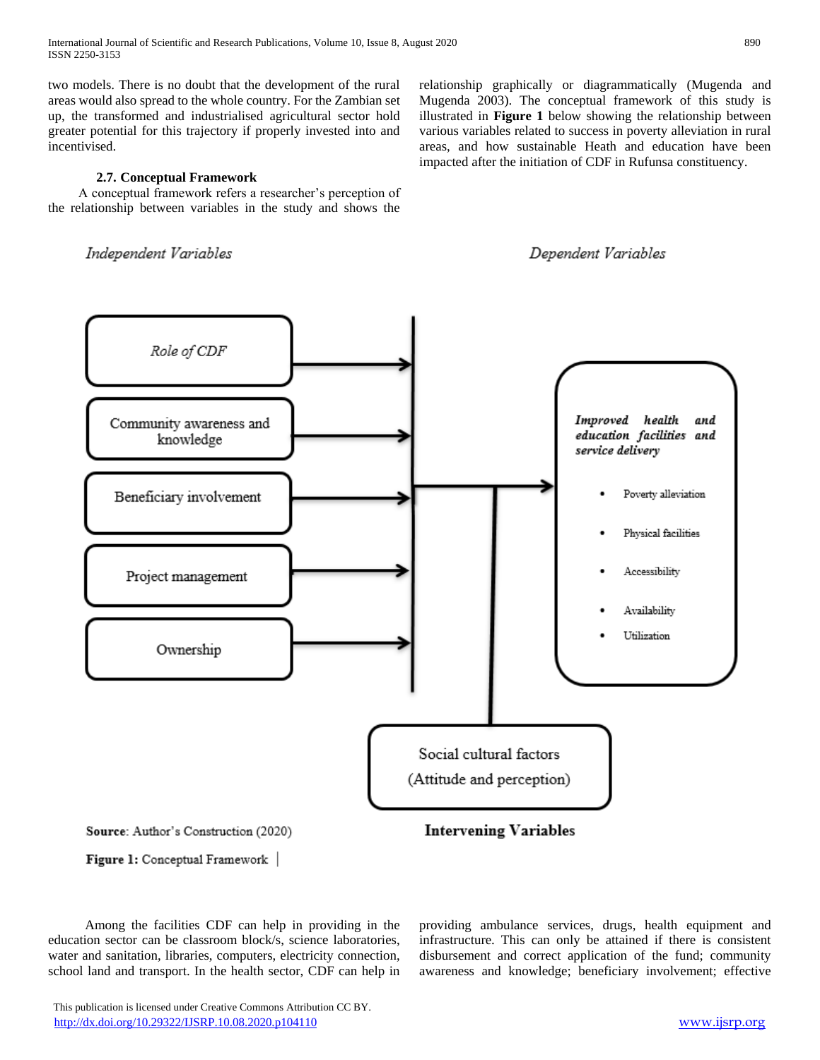two models. There is no doubt that the development of the rural areas would also spread to the whole country. For the Zambian set up, the transformed and industrialised agricultural sector hold greater potential for this trajectory if properly invested into and incentivised.

### 2.7. Conceptual Framework

A conceptual framework refers a researcher's perception of the relationship between variables in the study and shows the relationship graphically or diagrammatically (Mugenda and Mugenda 2003). The conceptual framework of this study is illustrated in **Figure 1** below showing the relationship between various variables related to success in poverty alleviation in rural areas, and how sustainable Heath and education have been impacted after the initiation of CDF in Rufunsa constituency.

*Independent Variables*

- *Role of CDF*
- Community awareness and knowledge
- Beneficiary involvement
- Project management
- Ownership

*Dependent Variables*

***Improved health and education facilities and service delivery***

- Poverty alleviation
- Physical facilities
- Accessibility
- Availability
- Utilization

**Intervening Variables**

Social cultural factors (Attitude and perception)

**Source**: Author's Construction (2020)

**Figure 1:** Conceptual Framework

Among the facilities CDF can help in providing in the education sector can be classroom block/s, science laboratories, water and sanitation, libraries, computers, electricity connection, school land and transport. In the health sector, CDF can help in providing ambulance services, drugs, health equipment and infrastructure. This can only be attained if there is consistent disbursement and correct application of the fund; community awareness and knowledge; beneficiary involvement; effective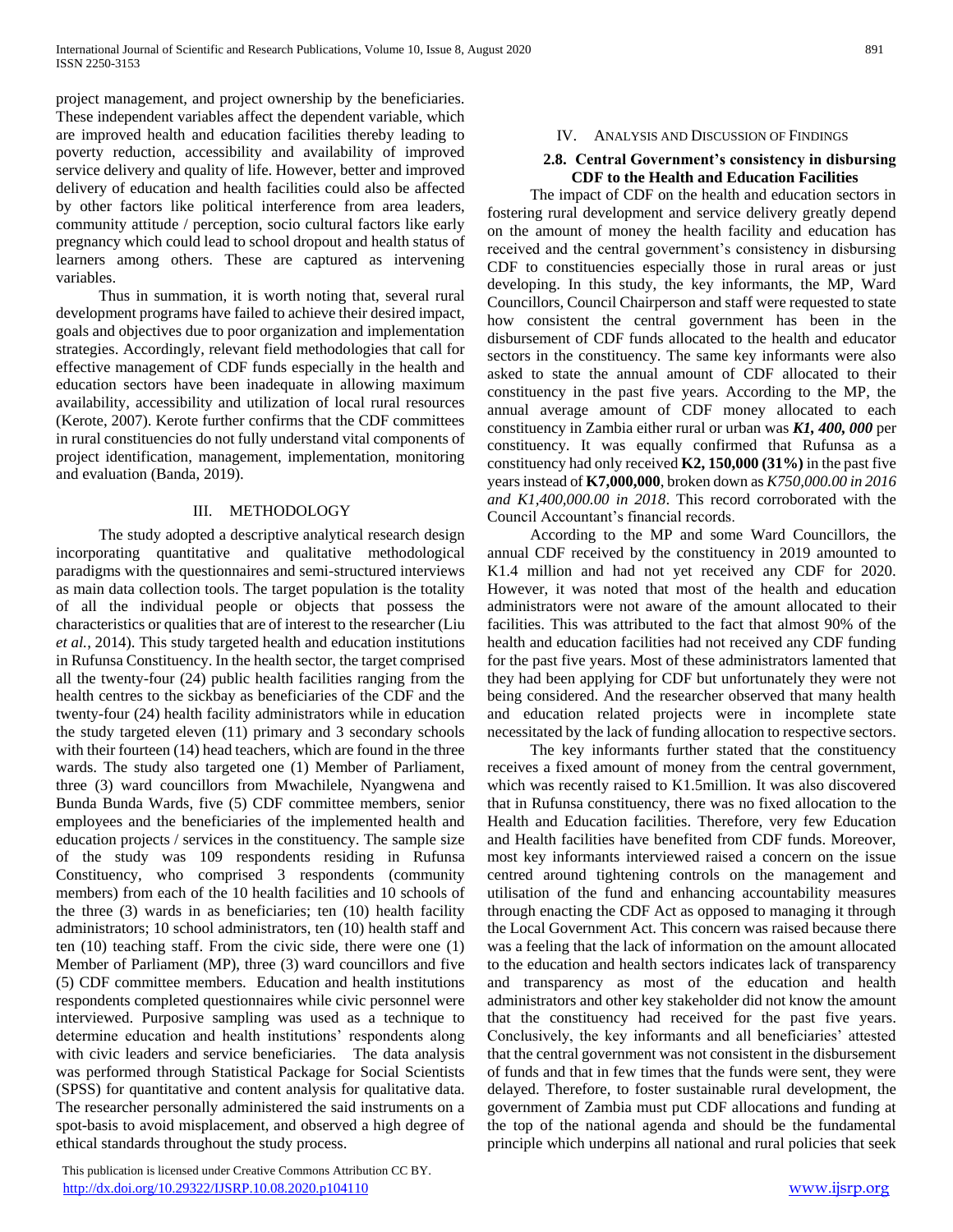project management, and project ownership by the beneficiaries. These independent variables affect the dependent variable, which are improved health and education facilities thereby leading to poverty reduction, accessibility and availability of improved service delivery and quality of life. However, better and improved delivery of education and health facilities could also be affected by other factors like political interference from area leaders, community attitude / perception, socio cultural factors like early pregnancy which could lead to school dropout and health status of learners among others. These are captured as intervening variables.

Thus in summation, it is worth noting that, several rural development programs have failed to achieve their desired impact, goals and objectives due to poor organization and implementation strategies. Accordingly, relevant field methodologies that call for effective management of CDF funds especially in the health and education sectors have been inadequate in allowing maximum availability, accessibility and utilization of local rural resources (Kerote, 2007). Kerote further confirms that the CDF committees in rural constituencies do not fully understand vital components of project identification, management, implementation, monitoring and evaluation (Banda, 2019).

## III. Methodology

The study adopted a descriptive analytical research design incorporating quantitative and qualitative methodological paradigms with the questionnaires and semi-structured interviews as main data collection tools. The target population is the totality of all the individual people or objects that possess the characteristics or qualities that are of interest to the researcher (Liu *et al.*, 2014). This study targeted health and education institutions in Rufunsa Constituency. In the health sector, the target comprised all the twenty-four (24) public health facilities ranging from the health centres to the sickbay as beneficiaries of the CDF and the twenty-four (24) health facility administrators while in education the study targeted eleven (11) primary and 3 secondary schools with their fourteen (14) head teachers, which are found in the three wards. The study also targeted one (1) Member of Parliament, three (3) ward councillors from Mwachilele, Nyangwena and Bunda Bunda Wards, five (5) CDF committee members, senior employees and the beneficiaries of the implemented health and education projects / services in the constituency. The sample size of the study was 109 respondents residing in Rufunsa Constituency, who comprised 3 respondents (community members) from each of the 10 health facilities and 10 schools of the three (3) wards in as beneficiaries; ten (10) health facility administrators; 10 school administrators, ten (10) health staff and ten (10) teaching staff. From the civic side, there were one (1) Member of Parliament (MP), three (3) ward councillors and five (5) CDF committee members. Education and health institutions respondents completed questionnaires while civic personnel were interviewed. Purposive sampling was used as a technique to determine education and health institutions' respondents along with civic leaders and service beneficiaries. The data analysis was performed through Statistical Package for Social Scientists (SPSS) for quantitative and content analysis for qualitative data. The researcher personally administered the said instruments on a spot-basis to avoid misplacement, and observed a high degree of ethical standards throughout the study process.

## IV. Analysis and Discussion of Findings

### 2.8. Central Government's consistency in disbursing CDF to the Health and Education Facilities

The impact of CDF on the health and education sectors in fostering rural development and service delivery greatly depend on the amount of money the health facility and education has received and the central government's consistency in disbursing CDF to constituencies especially those in rural areas or just developing. In this study, the key informants, the MP, Ward Councillors, Council Chairperson and staff were requested to state how consistent the central government has been in the disbursement of CDF funds allocated to the health and educator sectors in the constituency. The same key informants were also asked to state the annual amount of CDF allocated to their constituency in the past five years. According to the MP, the annual average amount of CDF money allocated to each constituency in Zambia either rural or urban was ***K1, 400, 000*** per constituency. It was equally confirmed that Rufunsa as a constituency had only received **K2, 150,000 (31%)** in the past five years instead of **K7,000,000**, broken down as *K750,000.00 in 2016 and K1,400,000.00 in 2018*. This record corroborated with the Council Accountant's financial records.

According to the MP and some Ward Councillors, the annual CDF received by the constituency in 2019 amounted to K1.4 million and had not yet received any CDF for 2020. However, it was noted that most of the health and education administrators were not aware of the amount allocated to their facilities. This was attributed to the fact that almost 90% of the health and education facilities had not received any CDF funding for the past five years. Most of these administrators lamented that they had been applying for CDF but unfortunately they were not being considered. And the researcher observed that many health and education related projects were in incomplete state necessitated by the lack of funding allocation to respective sectors.

The key informants further stated that the constituency receives a fixed amount of money from the central government, which was recently raised to K1.5million. It was also discovered that in Rufunsa constituency, there was no fixed allocation to the Health and Education facilities. Therefore, very few Education and Health facilities have benefited from CDF funds. Moreover, most key informants interviewed raised a concern on the issue centred around tightening controls on the management and utilisation of the fund and enhancing accountability measures through enacting the CDF Act as opposed to managing it through the Local Government Act. This concern was raised because there was a feeling that the lack of information on the amount allocated to the education and health sectors indicates lack of transparency and transparency as most of the education and health administrators and other key stakeholder did not know the amount that the constituency had received for the past five years. Conclusively, the key informants and all beneficiaries' attested that the central government was not consistent in the disbursement of funds and that in few times that the funds were sent, they were delayed. Therefore, to foster sustainable rural development, the government of Zambia must put CDF allocations and funding at the top of the national agenda and should be the fundamental principle which underpins all national and rural policies that seek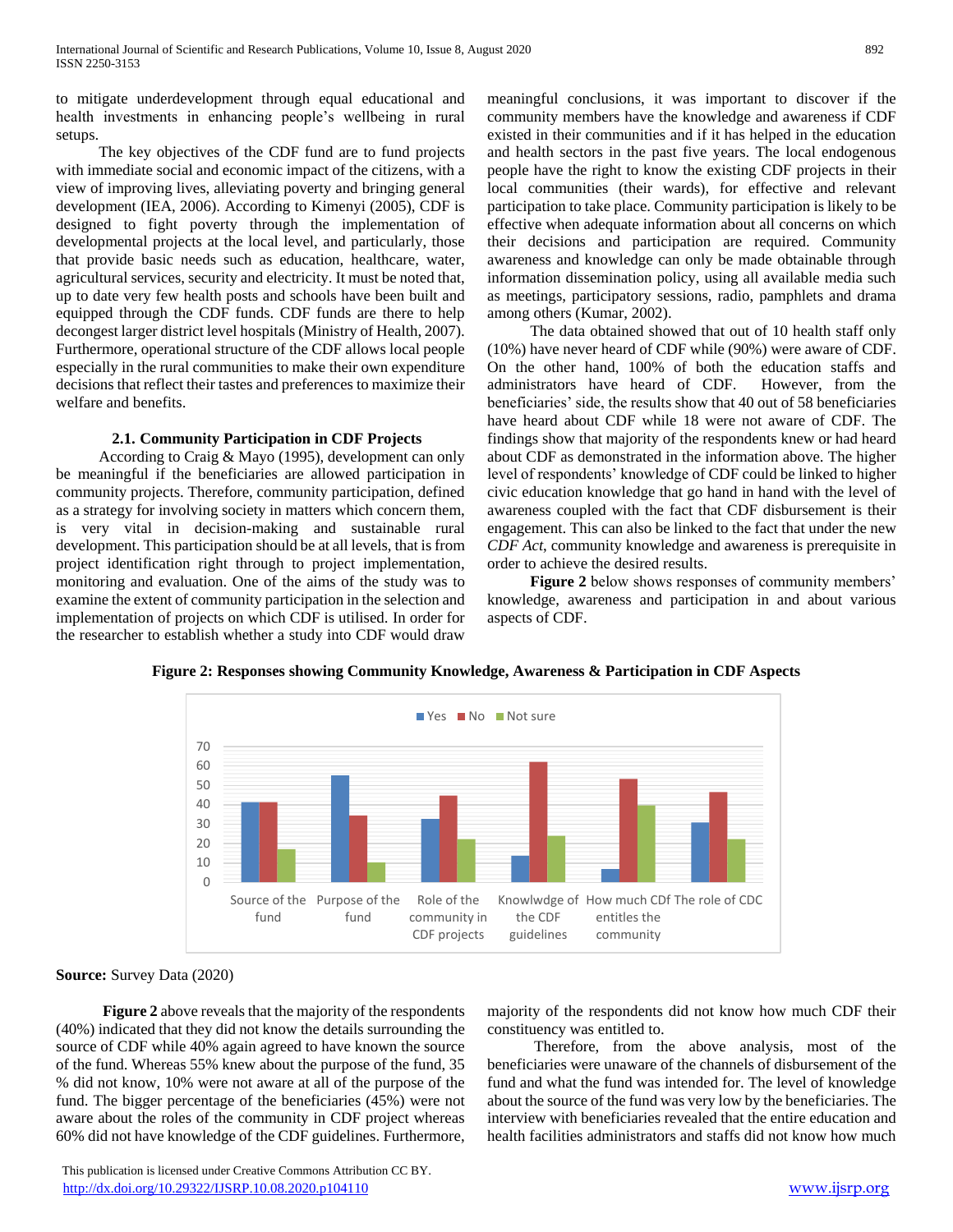to mitigate underdevelopment through equal educational and health investments in enhancing people's wellbeing in rural setups.

The key objectives of the CDF fund are to fund projects with immediate social and economic impact of the citizens, with a view of improving lives, alleviating poverty and bringing general development (IEA, 2006). According to Kimenyi (2005), CDF is designed to fight poverty through the implementation of developmental projects at the local level, and particularly, those that provide basic needs such as education, healthcare, water, agricultural services, security and electricity. It must be noted that, up to date very few health posts and schools have been built and equipped through the CDF funds. CDF funds are there to help decongest larger district level hospitals (Ministry of Health, 2007). Furthermore, operational structure of the CDF allows local people especially in the rural communities to make their own expenditure decisions that reflect their tastes and preferences to maximize their welfare and benefits.

### 2.1. Community Participation in CDF Projects

According to Craig & Mayo (1995), development can only be meaningful if the beneficiaries are allowed participation in community projects. Therefore, community participation, defined as a strategy for involving society in matters which concern them, is very vital in decision-making and sustainable rural development. This participation should be at all levels, that is from project identification right through to project implementation, monitoring and evaluation. One of the aims of the study was to examine the extent of community participation in the selection and implementation of projects on which CDF is utilised. In order for the researcher to establish whether a study into CDF would draw meaningful conclusions, it was important to discover if the community members have the knowledge and awareness if CDF existed in their communities and if it has helped in the education and health sectors in the past five years. The local endogenous people have the right to know the existing CDF projects in their local communities (their wards), for effective and relevant participation to take place. Community participation is likely to be effective when adequate information about all concerns on which their decisions and participation are required. Community awareness and knowledge can only be made obtainable through information dissemination policy, using all available media such as meetings, participatory sessions, radio, pamphlets and drama among others (Kumar, 2002).

The data obtained showed that out of 10 health staff only (10%) have never heard of CDF while (90%) were aware of CDF. On the other hand, 100% of both the education staffs and administrators have heard of CDF. However, from the beneficiaries' side, the results show that 40 out of 58 beneficiaries have heard about CDF while 18 were not aware of CDF. The findings show that majority of the respondents knew or had heard about CDF as demonstrated in the information above. The higher level of respondents' knowledge of CDF could be linked to higher civic education knowledge that go hand in hand with the level of awareness coupled with the fact that CDF disbursement is their engagement. This can also be linked to the fact that under the new *CDF Act*, community knowledge and awareness is prerequisite in order to achieve the desired results.

**Figure 2** below shows responses of community members' knowledge, awareness and participation in and about various aspects of CDF.

**Figure 2: Responses showing Community Knowledge, Awareness & Participation in CDF Aspects**

| | Yes | No | Not sure |
|---|---|---|---|
| Source of the fund | 41 | 41 | 17 |
| Purpose of the fund | 55 | 34 | 10 |
| Role of the community in CDF projects | 32 | 45 | 22 |
| Knowlwdge of the CDF guidelines | 13 | 62 | 24 |
| How much CDF entitles the community | 6 | 53 | 40 |
| The role of CDC | 31 | 46 | 22 |

**Source:** Survey Data (2020)

**Figure 2** above reveals that the majority of the respondents (40%) indicated that they did not know the details surrounding the source of CDF while 40% again agreed to have known the source of the fund. Whereas 55% knew about the purpose of the fund, 35 % did not know, 10% were not aware at all of the purpose of the fund. The bigger percentage of the beneficiaries (45%) were not aware about the roles of the community in CDF project whereas 60% did not have knowledge of the CDF guidelines. Furthermore, majority of the respondents did not know how much CDF their constituency was entitled to.

Therefore, from the above analysis, most of the beneficiaries were unaware of the channels of disbursement of the fund and what the fund was intended for. The level of knowledge about the source of the fund was very low by the beneficiaries. The interview with beneficiaries revealed that the entire education and health facilities administrators and staffs did not know how much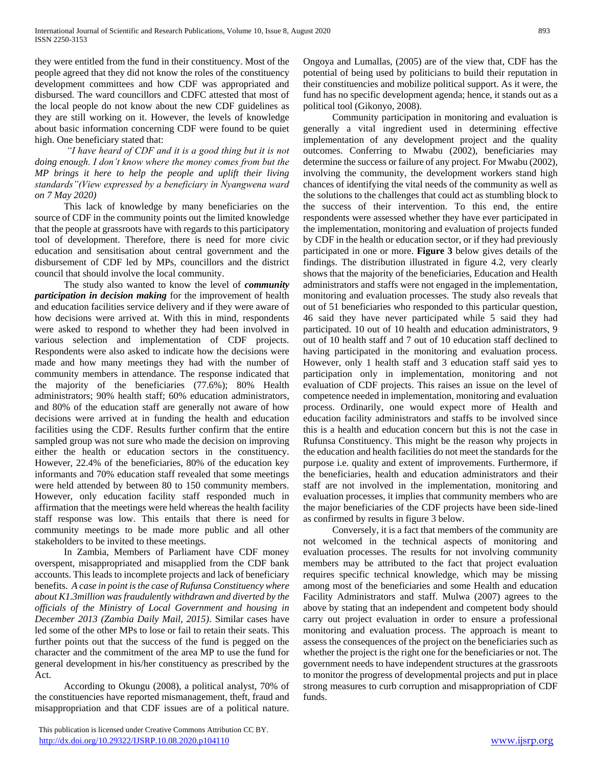they were entitled from the fund in their constituency. Most of the people agreed that they did not know the roles of the constituency development committees and how CDF was appropriated and disbursed. The ward councillors and CDFC attested that most of the local people do not know about the new CDF guidelines as they are still working on it. However, the levels of knowledge about basic information concerning CDF were found to be quiet high. One beneficiary stated that:

*"I have heard of CDF and it is a good thing but it is not doing enough. I don't know where the money comes from but the MP brings it here to help the people and uplift their living standards"(View expressed by a beneficiary in Nyangwena ward on 7 May 2020)*

This lack of knowledge by many beneficiaries on the source of CDF in the community points out the limited knowledge that the people at grassroots have with regards to this participatory tool of development. Therefore, there is need for more civic education and sensitisation about central government and the disbursement of CDF led by MPs, councillors and the district council that should involve the local community.

The study also wanted to know the level of ***community participation in decision making*** for the improvement of health and education facilities service delivery and if they were aware of how decisions were arrived at. With this in mind, respondents were asked to respond to whether they had been involved in various selection and implementation of CDF projects. Respondents were also asked to indicate how the decisions were made and how many meetings they had with the number of community members in attendance. The response indicated that the majority of the beneficiaries (77.6%); 80% Health administrators; 90% health staff; 60% education administrators, and 80% of the education staff are generally not aware of how decisions were arrived at in funding the health and education facilities using the CDF. Results further confirm that the entire sampled group was not sure who made the decision on improving either the health or education sectors in the constituency. However, 22.4% of the beneficiaries, 80% of the education key informants and 70% education staff revealed that some meetings were held attended by between 80 to 150 community members. However, only education facility staff responded much in affirmation that the meetings were held whereas the health facility staff response was low. This entails that there is need for community meetings to be made more public and all other stakeholders to be invited to these meetings.

In Zambia, Members of Parliament have CDF money overspent, misappropriated and misapplied from the CDF bank accounts. This leads to incomplete projects and lack of beneficiary benefits. *A case in point is the case of Rufunsa Constituency where about K1.3million was fraudulently withdrawn and diverted by the officials of the Ministry of Local Government and housing in December 2013 (Zambia Daily Mail, 2015)*. Similar cases have led some of the other MPs to lose or fail to retain their seats. This further points out that the success of the fund is pegged on the character and the commitment of the area MP to use the fund for general development in his/her constituency as prescribed by the Act.

According to Okungu (2008), a political analyst, 70% of the constituencies have reported mismanagement, theft, fraud and misappropriation and that CDF issues are of a political nature. Ongoya and Lumallas, (2005) are of the view that, CDF has the potential of being used by politicians to build their reputation in their constituencies and mobilize political support. As it were, the fund has no specific development agenda; hence, it stands out as a political tool (Gikonyo, 2008).

Community participation in monitoring and evaluation is generally a vital ingredient used in determining effective implementation of any development project and the quality outcomes. Conferring to Mwabu (2002), beneficiaries may determine the success or failure of any project. For Mwabu (2002), involving the community, the development workers stand high chances of identifying the vital needs of the community as well as the solutions to the challenges that could act as stumbling block to the success of their intervention. To this end, the entire respondents were assessed whether they have ever participated in the implementation, monitoring and evaluation of projects funded by CDF in the health or education sector, or if they had previously participated in one or more. **Figure 3** below gives details of the findings. The distribution illustrated in figure 4.2, very clearly shows that the majority of the beneficiaries, Education and Health administrators and staffs were not engaged in the implementation, monitoring and evaluation processes. The study also reveals that out of 51 beneficiaries who responded to this particular question, 46 said they have never participated while 5 said they had participated. 10 out of 10 health and education administrators, 9 out of 10 health staff and 7 out of 10 education staff declined to having participated in the monitoring and evaluation process. However, only 1 health staff and 3 education staff said yes to participation only in implementation, monitoring and not evaluation of CDF projects. This raises an issue on the level of competence needed in implementation, monitoring and evaluation process. Ordinarily, one would expect more of Health and education facility administrators and staffs to be involved since this is a health and education concern but this is not the case in Rufunsa Constituency. This might be the reason why projects in the education and health facilities do not meet the standards for the purpose i.e. quality and extent of improvements. Furthermore, if the beneficiaries, health and education administrators and their staff are not involved in the implementation, monitoring and evaluation processes, it implies that community members who are the major beneficiaries of the CDF projects have been side-lined as confirmed by results in figure 3 below.

Conversely, it is a fact that members of the community are not welcomed in the technical aspects of monitoring and evaluation processes. The results for not involving community members may be attributed to the fact that project evaluation requires specific technical knowledge, which may be missing among most of the beneficiaries and some Health and education Facility Administrators and staff. Mulwa (2007) agrees to the above by stating that an independent and competent body should carry out project evaluation in order to ensure a professional monitoring and evaluation process. The approach is meant to assess the consequences of the project on the beneficiaries such as whether the project is the right one for the beneficiaries or not. The government needs to have independent structures at the grassroots to monitor the progress of developmental projects and put in place strong measures to curb corruption and misappropriation of CDF funds.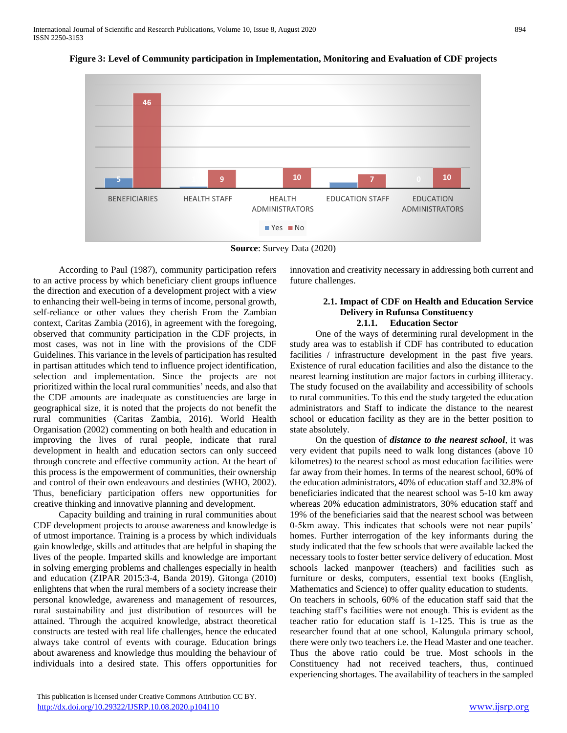**Figure 3: Level of Community participation in Implementation, Monitoring and Evaluation of CDF projects**

| | Yes | No |
|---|---|---|
| BENEFICIARIES | 5 | 46 |
| HEALTH STAFF | | 9 |
| HEALTH ADMINISTRATORS | | 10 |
| EDUCATION STAFF | | 7 |
| EDUCATION ADMINISTRATORS | 0 | 10 |

**Source**: Survey Data (2020)

According to Paul (1987), community participation refers to an active process by which beneficiary client groups influence the direction and execution of a development project with a view to enhancing their well-being in terms of income, personal growth, self-reliance or other values they cherish From the Zambian context, Caritas Zambia (2016), in agreement with the foregoing, observed that community participation in the CDF projects, in most cases, was not in line with the provisions of the CDF Guidelines. This variance in the levels of participation has resulted in partisan attitudes which tend to influence project identification, selection and implementation. Since the projects are not prioritized within the local rural communities' needs, and also that the CDF amounts are inadequate as constituencies are large in geographical size, it is noted that the projects do not benefit the rural communities (Caritas Zambia, 2016). World Health Organisation (2002) commenting on both health and education in improving the lives of rural people, indicate that rural development in health and education sectors can only succeed through concrete and effective community action. At the heart of this process is the empowerment of communities, their ownership and control of their own endeavours and destinies (WHO, 2002). Thus, beneficiary participation offers new opportunities for creative thinking and innovative planning and development.

Capacity building and training in rural communities about CDF development projects to arouse awareness and knowledge is of utmost importance. Training is a process by which individuals gain knowledge, skills and attitudes that are helpful in shaping the lives of the people. Imparted skills and knowledge are important in solving emerging problems and challenges especially in health and education (ZIPAR 2015:3-4, Banda 2019). Gitonga (2010) enlightens that when the rural members of a society increase their personal knowledge, awareness and management of resources, rural sustainability and just distribution of resources will be attained. Through the acquired knowledge, abstract theoretical constructs are tested with real life challenges, hence the educated always take control of events with courage. Education brings about awareness and knowledge thus moulding the behaviour of individuals into a desired state. This offers opportunities for innovation and creativity necessary in addressing both current and future challenges.

## 2.1. Impact of CDF on Health and Education Service Delivery in Rufunsa Constituency

### 2.1.1. Education Sector

One of the ways of determining rural development in the study area was to establish if CDF has contributed to education facilities / infrastructure development in the past five years. Existence of rural education facilities and also the distance to the nearest learning institution are major factors in curbing illiteracy. The study focused on the availability and accessibility of schools to rural communities. To this end the study targeted the education administrators and Staff to indicate the distance to the nearest school or education facility as they are in the better position to state absolutely.

On the question of ***distance to the nearest school***, it was very evident that pupils need to walk long distances (above 10 kilometres) to the nearest school as most education facilities were far away from their homes. In terms of the nearest school, 60% of the education administrators, 40% of education staff and 32.8% of beneficiaries indicated that the nearest school was 5-10 km away whereas 20% education administrators, 30% education staff and 19% of the beneficiaries said that the nearest school was between 0-5km away. This indicates that schools were not near pupils' homes. Further interrogation of the key informants during the study indicated that the few schools that were available lacked the necessary tools to foster better service delivery of education. Most schools lacked manpower (teachers) and facilities such as furniture or desks, computers, essential text books (English, Mathematics and Science) to offer quality education to students. On teachers in schools, 60% of the education staff said that the teaching staff's facilities were not enough. This is evident as the teacher ratio for education staff is 1-125. This is true as the researcher found that at one school, Kalungula primary school, there were only two teachers i.e. the Head Master and one teacher. Thus the above ratio could be true. Most schools in the Constituency had not received teachers, thus, continued experiencing shortages. The availability of teachers in the sampled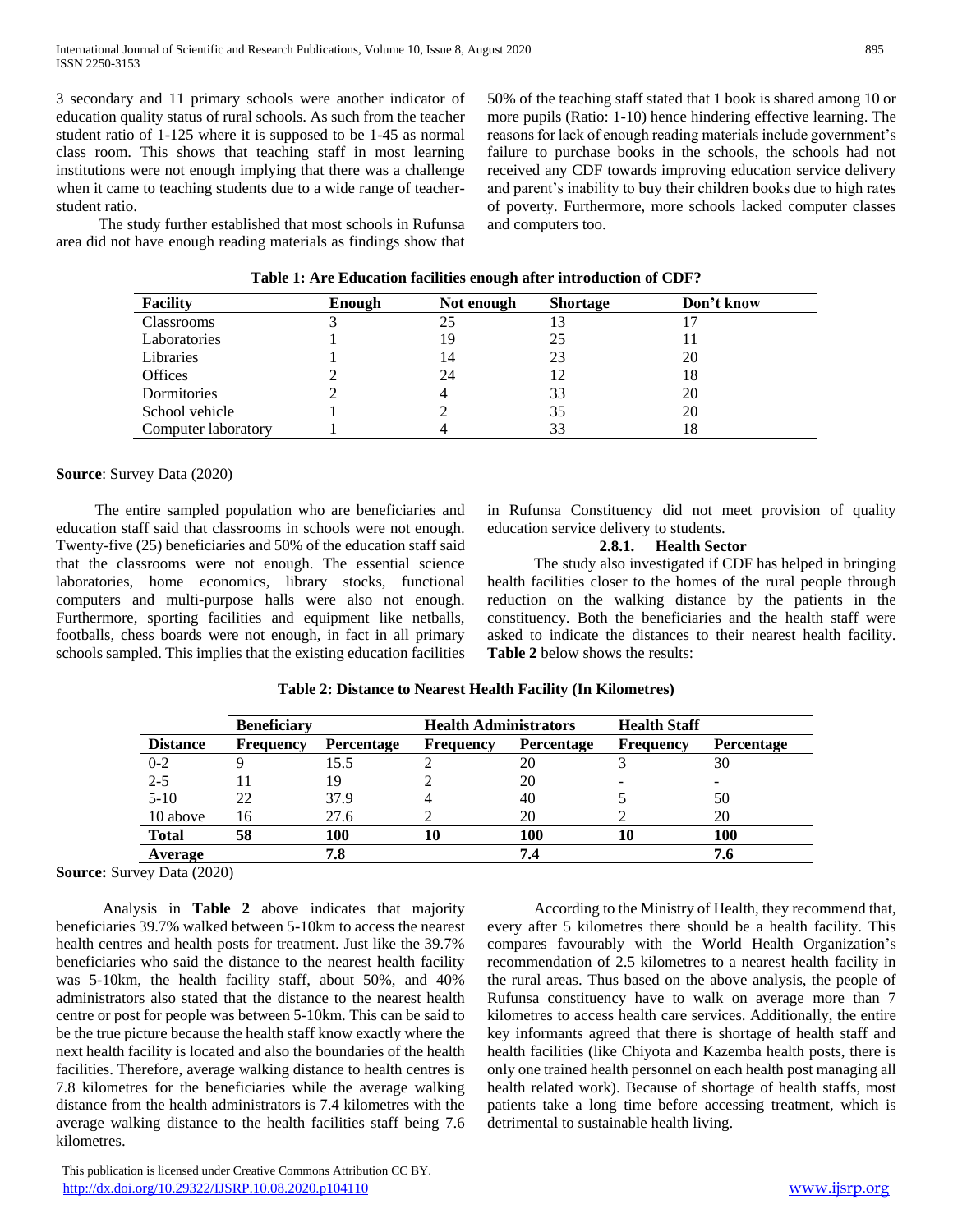3 secondary and 11 primary schools were another indicator of education quality status of rural schools. As such from the teacher student ratio of 1-125 where it is supposed to be 1-45 as normal class room. This shows that teaching staff in most learning institutions were not enough implying that there was a challenge when it came to teaching students due to a wide range of teacher-student ratio.

The study further established that most schools in Rufunsa area did not have enough reading materials as findings show that 50% of the teaching staff stated that 1 book is shared among 10 or more pupils (Ratio: 1-10) hence hindering effective learning. The reasons for lack of enough reading materials include government's failure to purchase books in the schools, the schools had not received any CDF towards improving education service delivery and parent's inability to buy their children books due to high rates of poverty. Furthermore, more schools lacked computer classes and computers too.

**Table 1: Are Education facilities enough after introduction of CDF?**

| Facility | Enough | Not enough | Shortage | Don't know |
|---|---|---|---|---|
| Classrooms | 3 | 25 | 13 | 17 |
| Laboratories | 1 | 19 | 25 | 11 |
| Libraries | 1 | 14 | 23 | 20 |
| Offices | 2 | 24 | 12 | 18 |
| Dormitories | 2 | 4 | 33 | 20 |
| School vehicle | 1 | 2 | 35 | 20 |
| Computer laboratory | 1 | 4 | 33 | 18 |

**Source**: Survey Data (2020)

The entire sampled population who are beneficiaries and education staff said that classrooms in schools were not enough. Twenty-five (25) beneficiaries and 50% of the education staff said that the classrooms were not enough. The essential science laboratories, home economics, library stocks, functional computers and multi-purpose halls were also not enough. Furthermore, sporting facilities and equipment like netballs, footballs, chess boards were not enough, in fact in all primary schools sampled. This implies that the existing education facilities in Rufunsa Constituency did not meet provision of quality education service delivery to students.

#### 2.8.1. Health Sector

The study also investigated if CDF has helped in bringing health facilities closer to the homes of the rural people through reduction on the walking distance by the patients in the constituency. Both the beneficiaries and the health staff were asked to indicate the distances to their nearest health facility. **Table 2** below shows the results:

**Table 2: Distance to Nearest Health Facility (In Kilometres)**

| | Beneficiary | | Health Administrators | | Health Staff | |
|---|---|---|---|---|---|---|
| **Distance** | **Frequency** | **Percentage** | **Frequency** | **Percentage** | **Frequency** | **Percentage** |
| 0-2 | 9 | 15.5 | 2 | 20 | 3 | 30 |
| 2-5 | 11 | 19 | 2 | 20 | - | - |
| 5-10 | 22 | 37.9 | 4 | 40 | 5 | 50 |
| 10 above | 16 | 27.6 | 2 | 20 | 2 | 20 |
| **Total** | **58** | **100** | **10** | **100** | **10** | **100** |
| **Average** | | **7.8** | | **7.4** | | **7.6** |

**Source:** Survey Data (2020)

Analysis in **Table 2** above indicates that majority beneficiaries 39.7% walked between 5-10km to access the nearest health centres and health posts for treatment. Just like the 39.7% beneficiaries who said the distance to the nearest health facility was 5-10km, the health facility staff, about 50%, and 40% administrators also stated that the distance to the nearest health centre or post for people was between 5-10km. This can be said to be the true picture because the health staff know exactly where the next health facility is located and also the boundaries of the health facilities. Therefore, average walking distance to health centres is 7.8 kilometres for the beneficiaries while the average walking distance from the health administrators is 7.4 kilometres with the average walking distance to the health facilities staff being 7.6 kilometres.

According to the Ministry of Health, they recommend that, every after 5 kilometres there should be a health facility. This compares favourably with the World Health Organization's recommendation of 2.5 kilometres to a nearest health facility in the rural areas. Thus based on the above analysis, the people of Rufunsa constituency have to walk on average more than 7 kilometres to access health care services. Additionally, the entire key informants agreed that there is shortage of health staff and health facilities (like Chiyota and Kazemba health posts, there is only one trained health personnel on each health post managing all health related work). Because of shortage of health staffs, most patients take a long time before accessing treatment, which is detrimental to sustainable health living.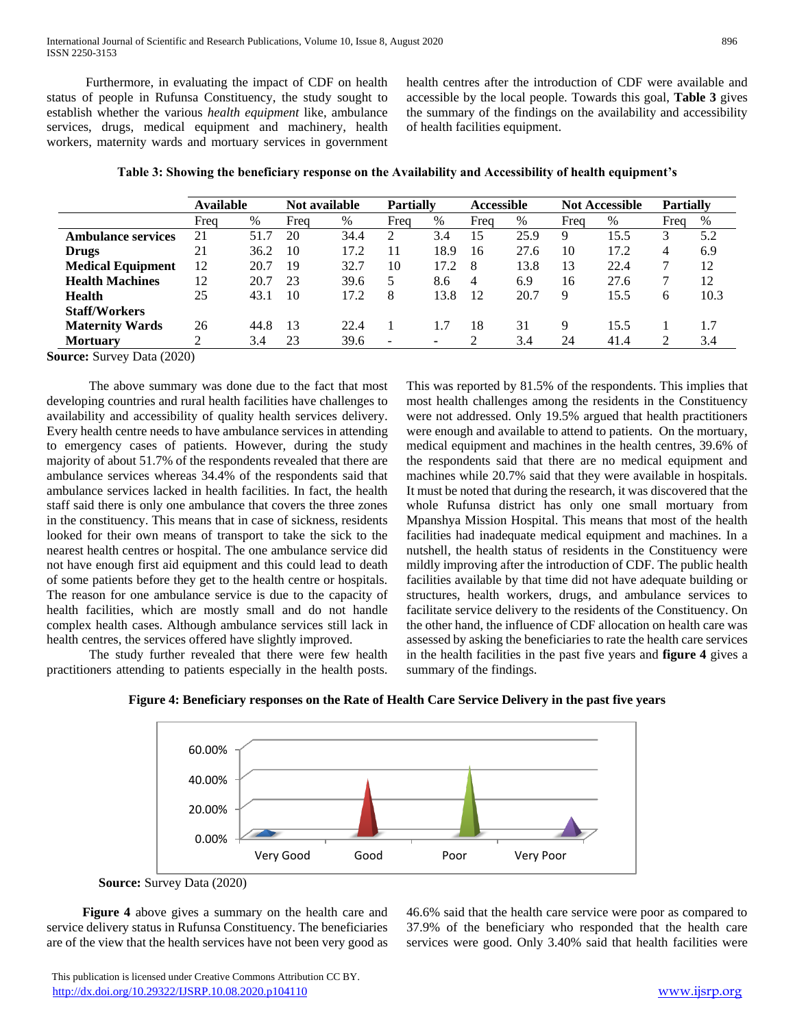Furthermore, in evaluating the impact of CDF on health status of people in Rufunsa Constituency, the study sought to establish whether the various *health equipment* like, ambulance services, drugs, medical equipment and machinery, health workers, maternity wards and mortuary services in government health centres after the introduction of CDF were available and accessible by the local people. Towards this goal, **Table 3** gives the summary of the findings on the availability and accessibility of health facilities equipment.

**Table 3: Showing the beneficiary response on the Availability and Accessibility of health equipment's**

| | Available | | Not available | | Partially | | Accessible | | Not Accessible | | Partially | |
|---|---|---|---|---|---|---|---|---|---|---|---|---|
| | Freq | % | Freq | % | Freq | % | Freq | % | Freq | % | Freq | % |
| **Ambulance services** | 21 | 51.7 | 20 | 34.4 | 2 | 3.4 | 15 | 25.9 | 9 | 15.5 | 3 | 5.2 |
| **Drugs** | 21 | 36.2 | 10 | 17.2 | 11 | 18.9 | 16 | 27.6 | 10 | 17.2 | 4 | 6.9 |
| **Medical Equipment** | 12 | 20.7 | 19 | 32.7 | 10 | 17.2 | 8 | 13.8 | 13 | 22.4 | 7 | 12 |
| **Health Machines** | 12 | 20.7 | 23 | 39.6 | 5 | 8.6 | 4 | 6.9 | 16 | 27.6 | 7 | 12 |
| **Health Staff/Workers** | 25 | 43.1 | 10 | 17.2 | 8 | 13.8 | 12 | 20.7 | 9 | 15.5 | 6 | 10.3 |
| **Maternity Wards** | 26 | 44.8 | 13 | 22.4 | 1 | 1.7 | 18 | 31 | 9 | 15.5 | 1 | 1.7 |
| **Mortuary** | 2 | 3.4 | 23 | 39.6 | - | - | 2 | 3.4 | 24 | 41.4 | 2 | 3.4 |

**Source:** Survey Data (2020)

The above summary was done due to the fact that most developing countries and rural health facilities have challenges to availability and accessibility of quality health services delivery. Every health centre needs to have ambulance services in attending to emergency cases of patients. However, during the study majority of about 51.7% of the respondents revealed that there are ambulance services whereas 34.4% of the respondents said that ambulance services lacked in health facilities. In fact, the health staff said there is only one ambulance that covers the three zones in the constituency. This means that in case of sickness, residents looked for their own means of transport to take the sick to the nearest health centres or hospital. The one ambulance service did not have enough first aid equipment and this could lead to death of some patients before they get to the health centre or hospitals. The reason for one ambulance service is due to the capacity of health facilities, which are mostly small and do not handle complex health cases. Although ambulance services still lack in health centres, the services offered have slightly improved.

The study further revealed that there were few health practitioners attending to patients especially in the health posts. This was reported by 81.5% of the respondents. This implies that most health challenges among the residents in the Constituency were not addressed. Only 19.5% argued that health practitioners were enough and available to attend to patients. On the mortuary, medical equipment and machines in the health centres, 39.6% of the respondents said that there are no medical equipment and machines while 20.7% said that they were available in hospitals. It must be noted that during the research, it was discovered that the whole Rufunsa district has only one small mortuary from Mpanshya Mission Hospital. This means that most of the health facilities had inadequate medical equipment and machines. In a nutshell, the health status of residents in the Constituency were mildly improving after the introduction of CDF. The public health facilities available by that time did not have adequate building or structures, health workers, drugs, and ambulance services to facilitate service delivery to the residents of the Constituency. On the other hand, the influence of CDF allocation on health care was assessed by asking the beneficiaries to rate the health care services in the health facilities in the past five years and **figure 4** gives a summary of the findings.

**Figure 4: Beneficiary responses on the Rate of Health Care Service Delivery in the past five years**

**Source:** Survey Data (2020)

**Figure 4** above gives a summary on the health care and service delivery status in Rufunsa Constituency. The beneficiaries are of the view that the health services have not been very good as 46.6% said that the health care service were poor as compared to 37.9% of the beneficiary who responded that the health care services were good. Only 3.40% said that health facilities were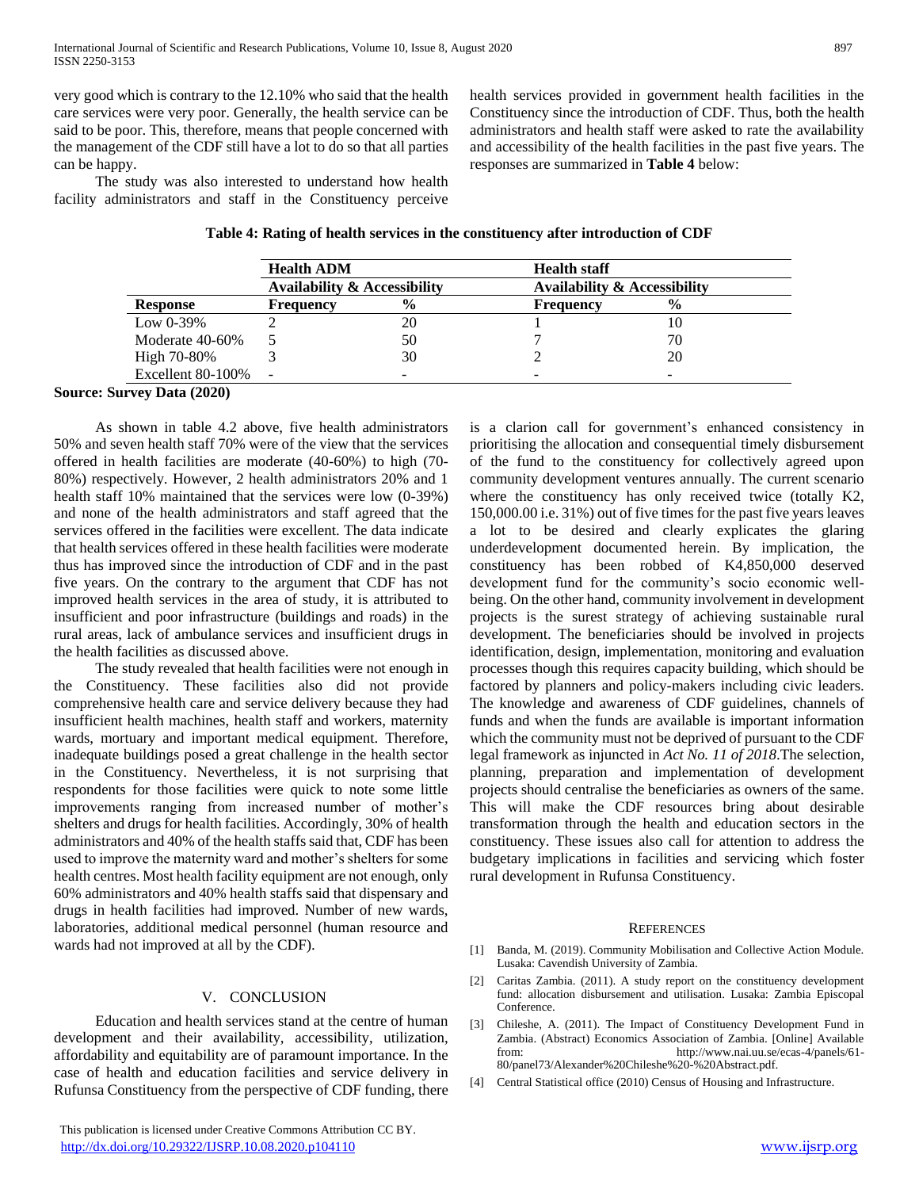very good which is contrary to the 12.10% who said that the health care services were very poor. Generally, the health service can be said to be poor. This, therefore, means that people concerned with the management of the CDF still have a lot to do so that all parties can be happy.

The study was also interested to understand how health facility administrators and staff in the Constituency perceive health services provided in government health facilities in the Constituency since the introduction of CDF. Thus, both the health administrators and health staff were asked to rate the availability and accessibility of the health facilities in the past five years. The responses are summarized in **Table 4** below:

**Table 4: Rating of health services in the constituency after introduction of CDF**

| | **Health ADM** | | **Health staff** | |
|---|---|---|---|---|
| | **Availability & Accessibility** | | **Availability & Accessibility** | |
| **Response** | **Frequency** | **%** | **Frequency** | **%** |
| Low 0-39% | 2 | 20 | 1 | 10 |
| Moderate 40-60% | 5 | 50 | 7 | 70 |
| High 70-80% | 3 | 30 | 2 | 20 |
| Excellent 80-100% | - | - | - | - |

**Source: Survey Data (2020)**

As shown in table 4.2 above, five health administrators 50% and seven health staff 70% were of the view that the services offered in health facilities are moderate (40-60%) to high (70-80%) respectively. However, 2 health administrators 20% and 1 health staff 10% maintained that the services were low (0-39%) and none of the health administrators and staff agreed that the services offered in the facilities were excellent. The data indicate that health services offered in these health facilities were moderate thus has improved since the introduction of CDF and in the past five years. On the contrary to the argument that CDF has not improved health services in the area of study, it is attributed to insufficient and poor infrastructure (buildings and roads) in the rural areas, lack of ambulance services and insufficient drugs in the health facilities as discussed above.

The study revealed that health facilities were not enough in the Constituency. These facilities also did not provide comprehensive health care and service delivery because they had insufficient health machines, health staff and workers, maternity wards, mortuary and important medical equipment. Therefore, inadequate buildings posed a great challenge in the health sector in the Constituency. Nevertheless, it is not surprising that respondents for those facilities were quick to note some little improvements ranging from increased number of mother's shelters and drugs for health facilities. Accordingly, 30% of health administrators and 40% of the health staffs said that, CDF has been used to improve the maternity ward and mother's shelters for some health centres. Most health facility equipment are not enough, only 60% administrators and 40% health staffs said that dispensary and drugs in health facilities had improved. Number of new wards, laboratories, additional medical personnel (human resource and wards had not improved at all by the CDF).

## V. CONCLUSION

Education and health services stand at the centre of human development and their availability, accessibility, utilization, affordability and equitability are of paramount importance. In the case of health and education facilities and service delivery in Rufunsa Constituency from the perspective of CDF funding, there is a clarion call for government's enhanced consistency in prioritising the allocation and consequential timely disbursement of the fund to the constituency for collectively agreed upon community development ventures annually. The current scenario where the constituency has only received twice (totally K2, 150,000.00 i.e. 31%) out of five times for the past five years leaves a lot to be desired and clearly explicates the glaring underdevelopment documented herein. By implication, the constituency has been robbed of K4,850,000 deserved development fund for the community's socio economic well-being. On the other hand, community involvement in development projects is the surest strategy of achieving sustainable rural development. The beneficiaries should be involved in projects identification, design, implementation, monitoring and evaluation processes though this requires capacity building, which should be factored by planners and policy-makers including civic leaders. The knowledge and awareness of CDF guidelines, channels of funds and when the funds are available is important information which the community must not be deprived of pursuant to the CDF legal framework as injuncted in *Act No. 11 of 2018*.The selection, planning, preparation and implementation of development projects should centralise the beneficiaries as owners of the same. This will make the CDF resources bring about desirable transformation through the health and education sectors in the constituency. These issues also call for attention to address the budgetary implications in facilities and servicing which foster rural development in Rufunsa Constituency.

## REFERENCES

[1] Banda, M. (2019). Community Mobilisation and Collective Action Module. Lusaka: Cavendish University of Zambia.

[2] Caritas Zambia. (2011). A study report on the constituency development fund: allocation disbursement and utilisation. Lusaka: Zambia Episcopal Conference.

[3] Chileshe, A. (2011). The Impact of Constituency Development Fund in Zambia. (Abstract) Economics Association of Zambia. [Online] Available from: http://www.nai.uu.se/ecas-4/panels/61-80/panel73/Alexander%20Chileshe%20-%20Abstract.pdf.

[4] Central Statistical office (2010) Census of Housing and Infrastructure.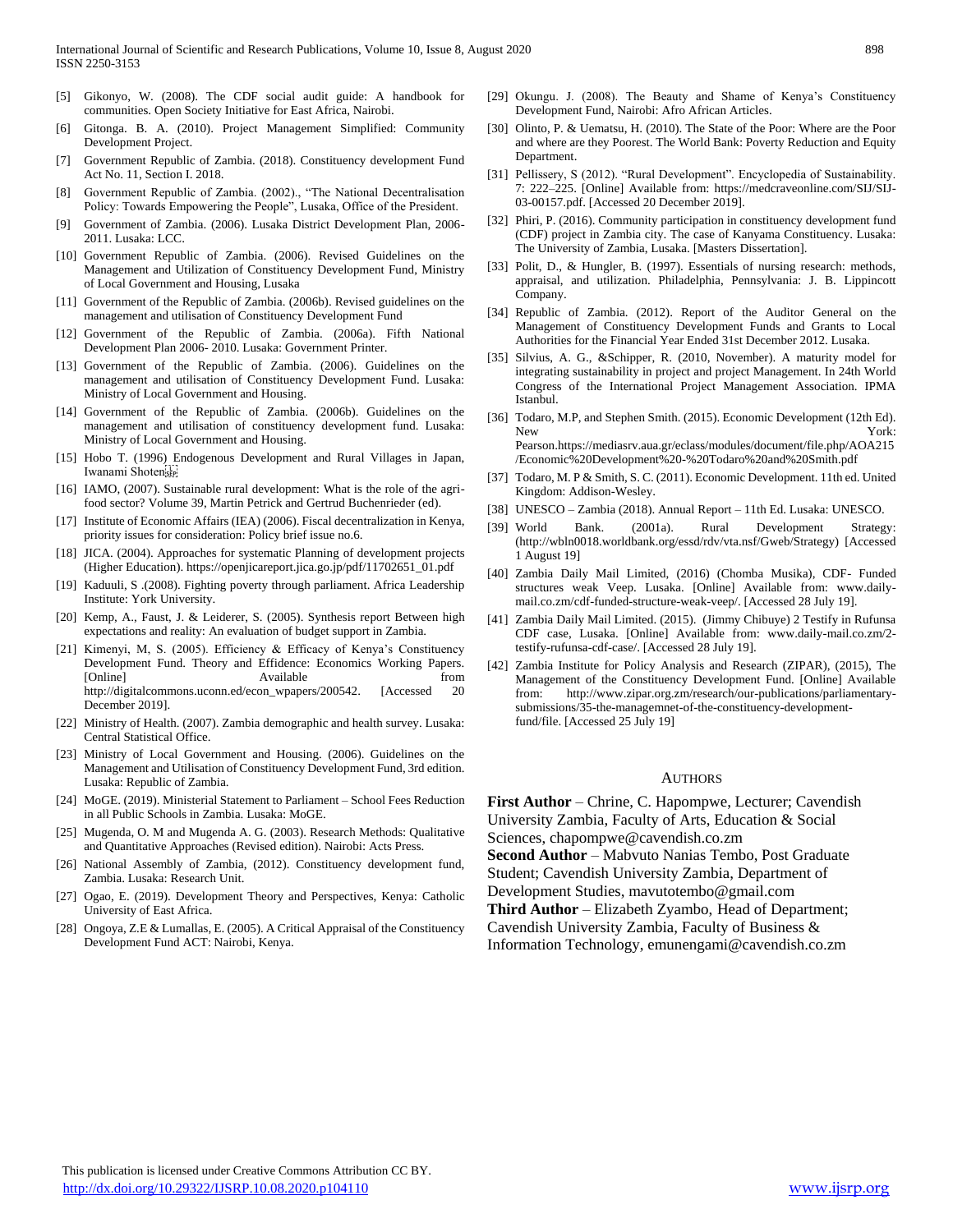[5] Gikonyo, W. (2008). The CDF social audit guide: A handbook for communities. Open Society Initiative for East Africa, Nairobi.

[6] Gitonga. B. A. (2010). Project Management Simplified: Community Development Project.

[7] Government Republic of Zambia. (2018). Constituency development Fund Act No. 11, Section I. 2018.

[8] Government Republic of Zambia. (2002)., "The National Decentralisation Policy: Towards Empowering the People", Lusaka, Office of the President.

[9] Government of Zambia. (2006). Lusaka District Development Plan, 2006-2011. Lusaka: LCC.

[10] Government Republic of Zambia. (2006). Revised Guidelines on the Management and Utilization of Constituency Development Fund, Ministry of Local Government and Housing, Lusaka

[11] Government of the Republic of Zambia. (2006b). Revised guidelines on the management and utilisation of Constituency Development Fund

[12] Government of the Republic of Zambia. (2006a). Fifth National Development Plan 2006- 2010. Lusaka: Government Printer.

[13] Government of the Republic of Zambia. (2006). Guidelines on the management and utilisation of Constituency Development Fund. Lusaka: Ministry of Local Government and Housing.

[14] Government of the Republic of Zambia. (2006b). Guidelines on the management and utilisation of constituency development fund. Lusaka: Ministry of Local Government and Housing.

[15] Hobo T. (1996) Endogenous Development and Rural Villages in Japan, Iwanami Shoten

[16] IAMO, (2007). Sustainable rural development: What is the role of the agri-food sector? Volume 39, Martin Petrick and Gertrud Buchenrieder (ed).

[17] Institute of Economic Affairs (IEA) (2006). Fiscal decentralization in Kenya, priority issues for consideration: Policy brief issue no.6.

[18] JICA. (2004). Approaches for systematic Planning of development projects (Higher Education). https://openjicareport.jica.go.jp/pdf/11702651_01.pdf

[19] Kaduuli, S .(2008). Fighting poverty through parliament. Africa Leadership Institute: York University.

[20] Kemp, A., Faust, J. & Leiderer, S. (2005). Synthesis report Between high expectations and reality: An evaluation of budget support in Zambia.

[21] Kimenyi, M, S. (2005). Efficiency & Efficacy of Kenya's Constituency Development Fund. Theory and Effidence: Economics Working Papers. [Online] Available from http://digitalcommons.uconn.ed/econ_wpapers/200542. [Accessed 20 December 2019].

[22] Ministry of Health. (2007). Zambia demographic and health survey. Lusaka: Central Statistical Office.

[23] Ministry of Local Government and Housing. (2006). Guidelines on the Management and Utilisation of Constituency Development Fund, 3rd edition. Lusaka: Republic of Zambia.

[24] MoGE. (2019). Ministerial Statement to Parliament – School Fees Reduction in all Public Schools in Zambia. Lusaka: MoGE.

[25] Mugenda, O. M and Mugenda A. G. (2003). Research Methods: Qualitative and Quantitative Approaches (Revised edition). Nairobi: Acts Press.

[26] National Assembly of Zambia, (2012). Constituency development fund, Zambia. Lusaka: Research Unit.

[27] Ogao, E. (2019). Development Theory and Perspectives, Kenya: Catholic University of East Africa.

[28] Ongoya, Z.E & Lumallas, E. (2005). A Critical Appraisal of the Constituency Development Fund ACT: Nairobi, Kenya.

[29] Okungu. J. (2008). The Beauty and Shame of Kenya's Constituency Development Fund, Nairobi: Afro African Articles.

[30] Olinto, P. & Uematsu, H. (2010). The State of the Poor: Where are the Poor and where are they Poorest. The World Bank: Poverty Reduction and Equity Department.

[31] Pellissery, S (2012). "Rural Development". Encyclopedia of Sustainability. 7: 222–225. [Online] Available from: https://medcraveonline.com/SIJ/SIJ-03-00157.pdf. [Accessed 20 December 2019].

[32] Phiri, P. (2016). Community participation in constituency development fund (CDF) project in Zambia city. The case of Kanyama Constituency. Lusaka: The University of Zambia, Lusaka. [Masters Dissertation].

[33] Polit, D., & Hungler, B. (1997). Essentials of nursing research: methods, appraisal, and utilization. Philadelphia, Pennsylvania: J. B. Lippincott Company.

[34] Republic of Zambia. (2012). Report of the Auditor General on the Management of Constituency Development Funds and Grants to Local Authorities for the Financial Year Ended 31st December 2012. Lusaka.

[35] Silvius, A. G., &Schipper, R. (2010, November). A maturity model for integrating sustainability in project and project Management. In 24th World Congress of the International Project Management Association. IPMA Istanbul.

[36] Todaro, M.P, and Stephen Smith. (2015). Economic Development (12th Ed). New York: Pearson.https://mediasrv.aua.gr/eclass/modules/document/file.php/AOA215/Economic%20Development%20-%20Todaro%20and%20Smith.pdf

[37] Todaro, M. P & Smith, S. C. (2011). Economic Development. 11th ed. United Kingdom: Addison-Wesley.

[38] UNESCO – Zambia (2018). Annual Report – 11th Ed. Lusaka: UNESCO.

[39] World Bank. (2001a). Rural Development Strategy: (http://wbln0018.worldbank.org/essd/rdv/vta.nsf/Gweb/Strategy) [Accessed 1 August 19]

[40] Zambia Daily Mail Limited, (2016) (Chomba Musika), CDF- Funded structures weak Veep. Lusaka. [Online] Available from: www.daily-mail.co.zm/cdf-funded-structure-weak-veep/. [Accessed 28 July 19].

[41] Zambia Daily Mail Limited. (2015). (Jimmy Chibuye) 2 Testify in Rufunsa CDF case, Lusaka. [Online] Available from: www.daily-mail.co.zm/2-testify-rufunsa-cdf-case/. [Accessed 28 July 19].

[42] Zambia Institute for Policy Analysis and Research (ZIPAR), (2015), The Management of the Constituency Development Fund. [Online] Available from: http://www.zipar.org.zm/research/our-publications/parliamentary-submissions/35-the-managemnet-of-the-constituency-development-fund/file. [Accessed 25 July 19]

## AUTHORS

**First Author** – Chrine, C. Hapompwe, Lecturer; Cavendish University Zambia, Faculty of Arts, Education & Social Sciences, chapompwe@cavendish.co.zm

**Second Author** – Mabvuto Nanias Tembo, Post Graduate Student; Cavendish University Zambia, Department of Development Studies, mavutotembo@gmail.com

**Third Author** – Elizabeth Zyambo, Head of Department; Cavendish University Zambia, Faculty of Business & Information Technology, emunengami@cavendish.co.zm